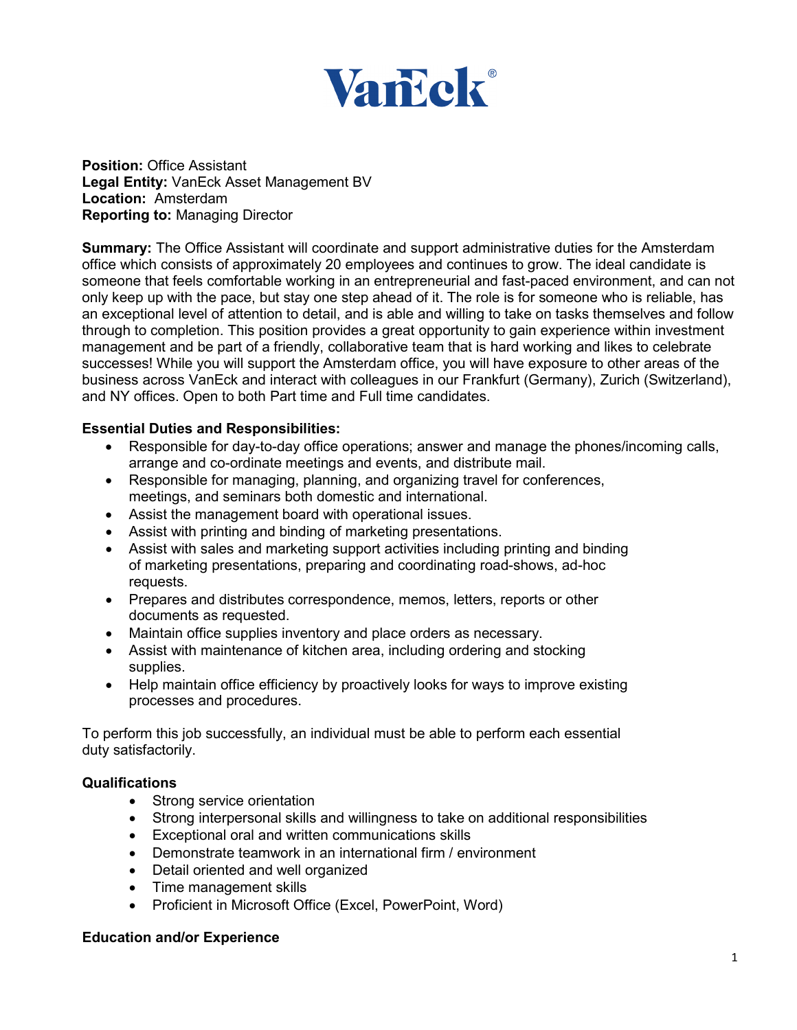VanEck®

**Position:** Office Assistant
**Legal Entity:** VanEck Asset Management BV
**Location:** Amsterdam
**Reporting to:** Managing Director

**Summary:** The Office Assistant will coordinate and support administrative duties for the Amsterdam office which consists of approximately 20 employees and continues to grow. The ideal candidate is someone that feels comfortable working in an entrepreneurial and fast-paced environment, and can not only keep up with the pace, but stay one step ahead of it. The role is for someone who is reliable, has an exceptional level of attention to detail, and is able and willing to take on tasks themselves and follow through to completion. This position provides a great opportunity to gain experience within investment management and be part of a friendly, collaborative team that is hard working and likes to celebrate successes! While you will support the Amsterdam office, you will have exposure to other areas of the business across VanEck and interact with colleagues in our Frankfurt (Germany), Zurich (Switzerland), and NY offices. Open to both Part time and Full time candidates.

**Essential Duties and Responsibilities:**

- Responsible for day-to-day office operations; answer and manage the phones/incoming calls, arrange and co-ordinate meetings and events, and distribute mail.
- Responsible for managing, planning, and organizing travel for conferences, meetings, and seminars both domestic and international.
- Assist the management board with operational issues.
- Assist with printing and binding of marketing presentations.
- Assist with sales and marketing support activities including printing and binding of marketing presentations, preparing and coordinating road-shows, ad-hoc requests.
- Prepares and distributes correspondence, memos, letters, reports or other documents as requested.
- Maintain office supplies inventory and place orders as necessary.
- Assist with maintenance of kitchen area, including ordering and stocking supplies.
- Help maintain office efficiency by proactively looks for ways to improve existing processes and procedures.

To perform this job successfully, an individual must be able to perform each essential duty satisfactorily.

**Qualifications**

- Strong service orientation
- Strong interpersonal skills and willingness to take on additional responsibilities
- Exceptional oral and written communications skills
- Demonstrate teamwork in an international firm / environment
- Detail oriented and well organized
- Time management skills
- Proficient in Microsoft Office (Excel, PowerPoint, Word)

**Education and/or Experience**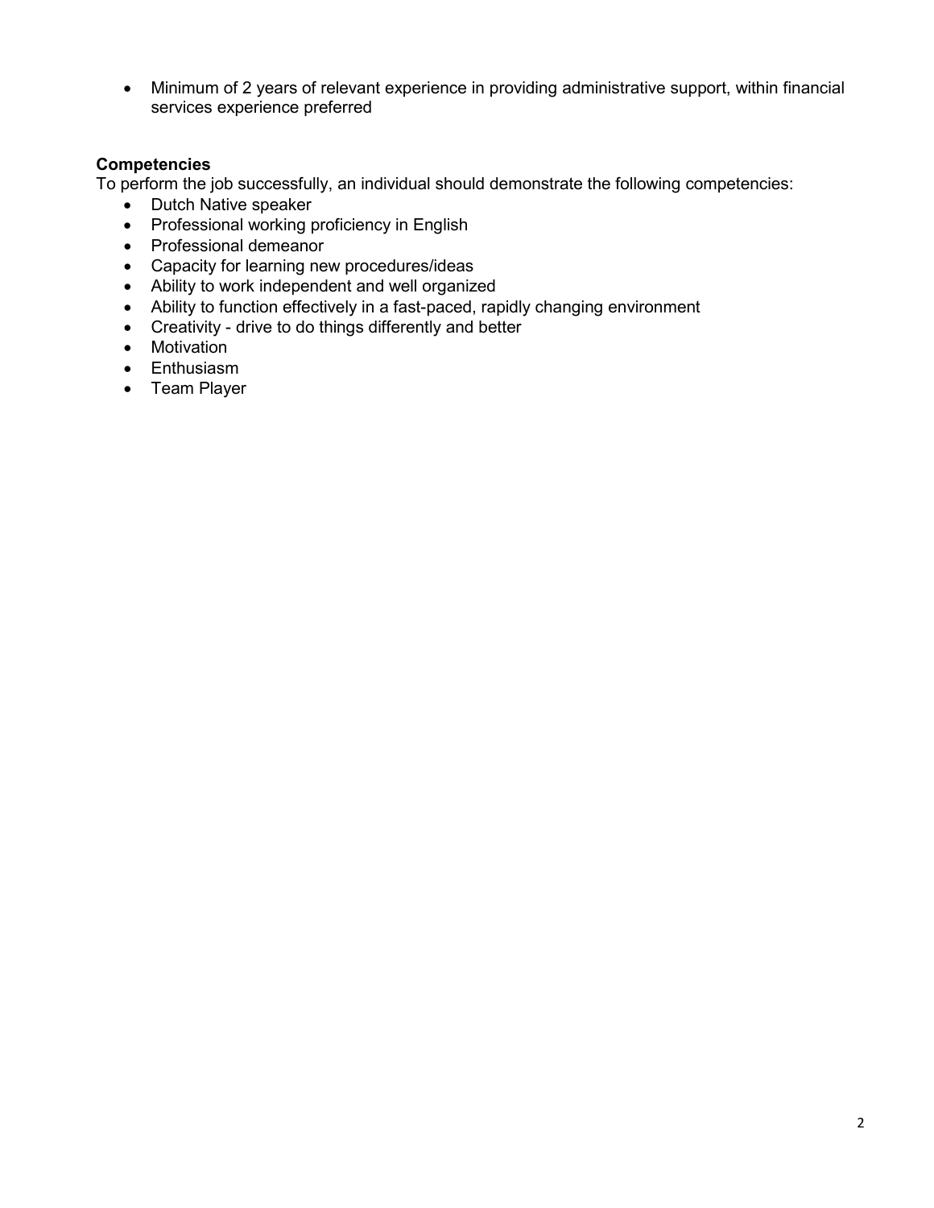- Minimum of 2 years of relevant experience in providing administrative support, within financial services experience preferred

**Competencies**

To perform the job successfully, an individual should demonstrate the following competencies:

- Dutch Native speaker
- Professional working proficiency in English
- Professional demeanor
- Capacity for learning new procedures/ideas
- Ability to work independent and well organized
- Ability to function effectively in a fast-paced, rapidly changing environment
- Creativity - drive to do things differently and better
- Motivation
- Enthusiasm
- Team Player